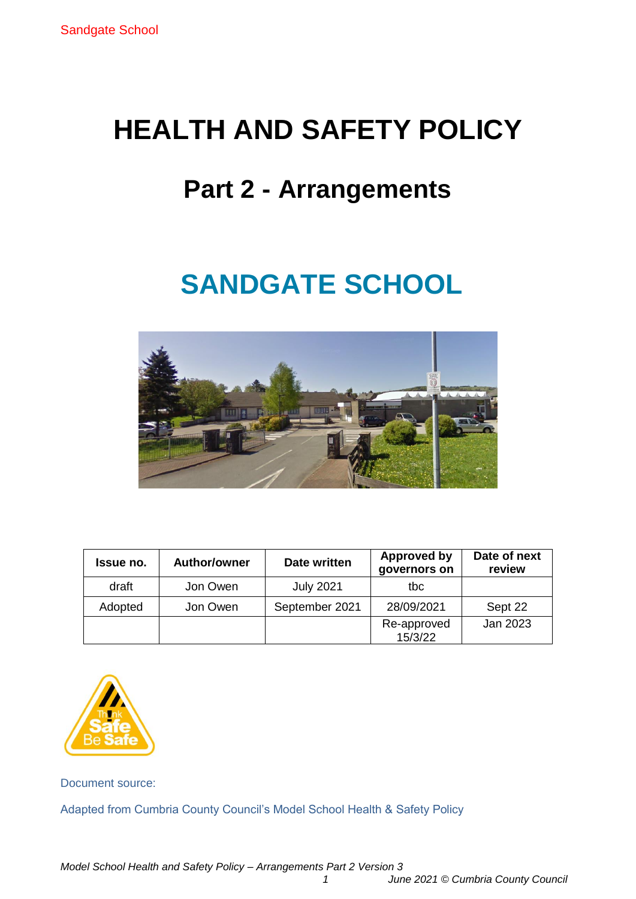# HEALTH AND SAFETY POLICY

## Part 2 - Arrangements

# SANDGATE SCHOOL

| Issue no. | Author/owner | Date written | Approved by governors on | Date of next review |
|---|---|---|---|---|
| draft | Jon Owen | July 2021 | tbc | |
| Adopted | Jon Owen | September 2021 | 28/09/2021 | Sept 22 |
| | | | Re-approved 15/3/22 | Jan 2023 |

Document source:

Adapted from Cumbria County Council's Model School Health & Safety Policy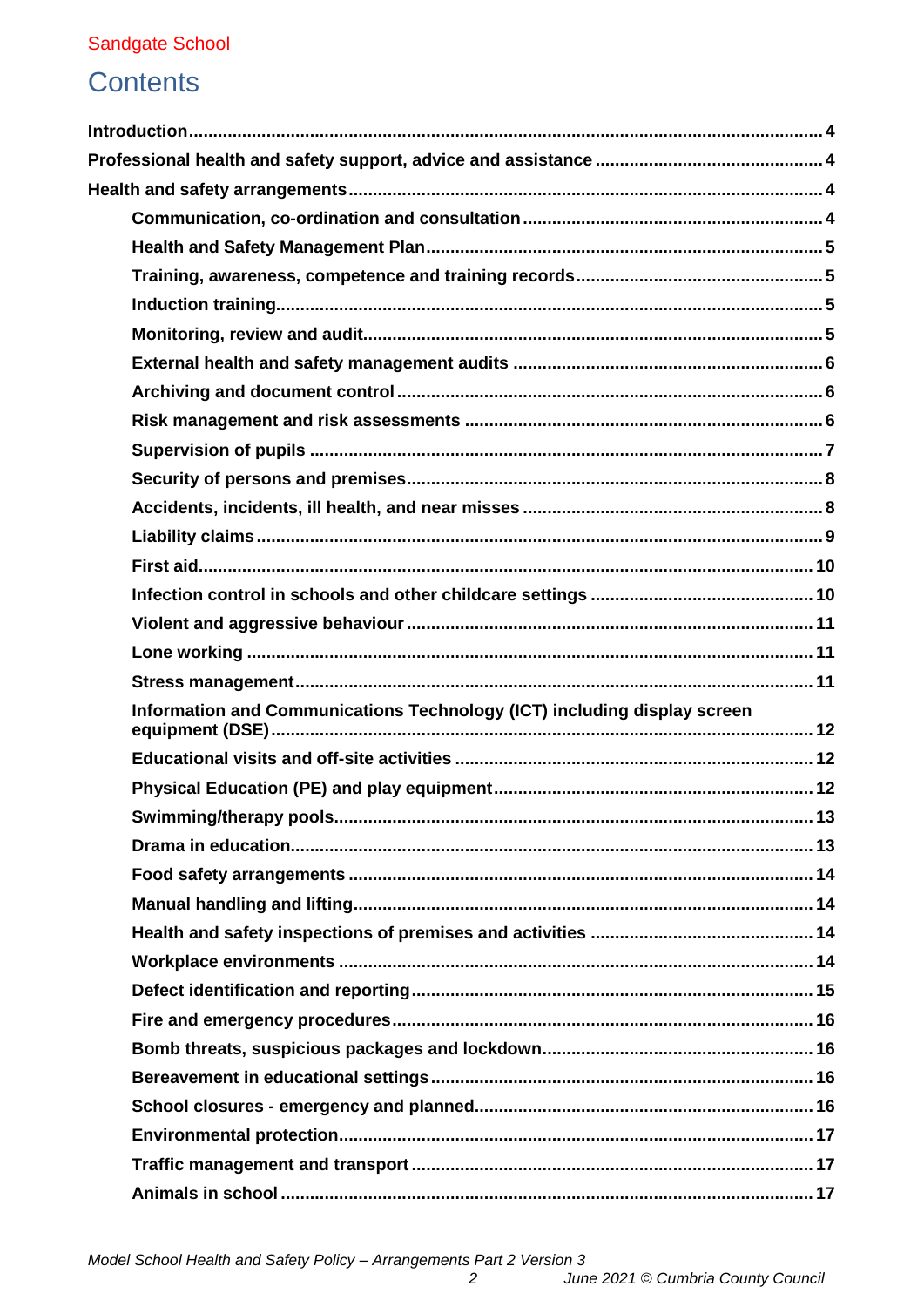# Contents

- **Introduction** 4
- **Professional health and safety support, advice and assistance** 4
- **Health and safety arrangements** 4
  - **Communication, co-ordination and consultation** 4
  - **Health and Safety Management Plan** 5
  - **Training, awareness, competence and training records** 5
  - **Induction training** 5
  - **Monitoring, review and audit** 5
  - **External health and safety management audits** 6
  - **Archiving and document control** 6
  - **Risk management and risk assessments** 6
  - **Supervision of pupils** 7
  - **Security of persons and premises** 8
  - **Accidents, incidents, ill health, and near misses** 8
  - **Liability claims** 9
  - **First aid** 10
  - **Infection control in schools and other childcare settings** 10
  - **Violent and aggressive behaviour** 11
  - **Lone working** 11
  - **Stress management** 11
  - **Information and Communications Technology (ICT) including display screen equipment (DSE)** 12
  - **Educational visits and off-site activities** 12
  - **Physical Education (PE) and play equipment** 12
  - **Swimming/therapy pools** 13
  - **Drama in education** 13
  - **Food safety arrangements** 14
  - **Manual handling and lifting** 14
  - **Health and safety inspections of premises and activities** 14
  - **Workplace environments** 14
  - **Defect identification and reporting** 15
  - **Fire and emergency procedures** 16
  - **Bomb threats, suspicious packages and lockdown** 16
  - **Bereavement in educational settings** 16
  - **School closures - emergency and planned** 16
  - **Environmental protection** 17
  - **Traffic management and transport** 17
  - **Animals in school** 17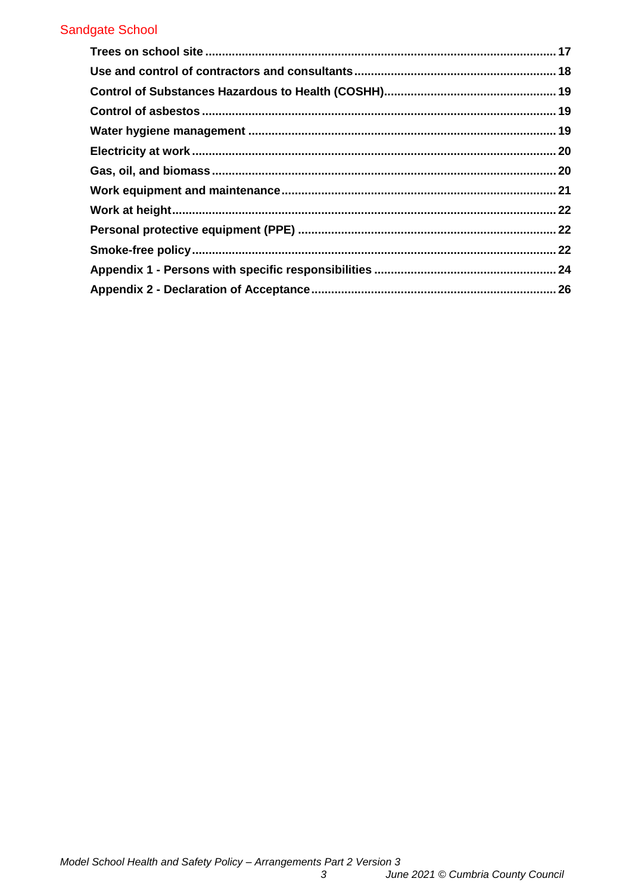**Trees on school site .......... 17**

**Use and control of contractors and consultants .......... 18**

**Control of Substances Hazardous to Health (COSHH) .......... 19**

**Control of asbestos .......... 19**

**Water hygiene management .......... 19**

**Electricity at work .......... 20**

**Gas, oil, and biomass .......... 20**

**Work equipment and maintenance .......... 21**

**Work at height .......... 22**

**Personal protective equipment (PPE) .......... 22**

**Smoke-free policy .......... 22**

**Appendix 1 - Persons with specific responsibilities .......... 24**

**Appendix 2 - Declaration of Acceptance .......... 26**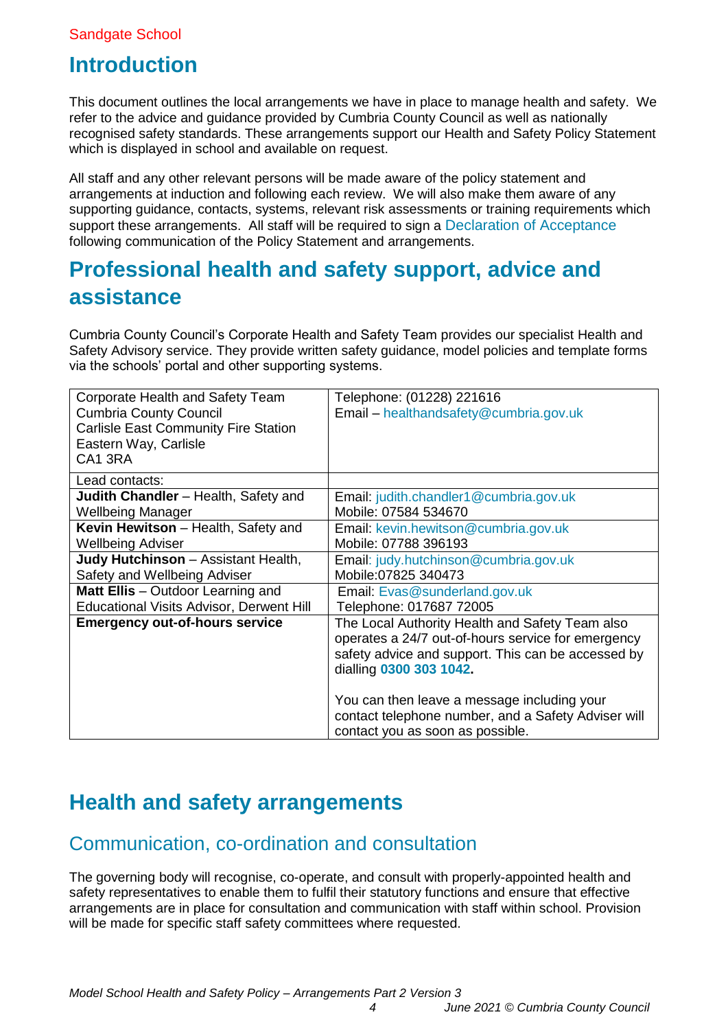Sandgate School

# Introduction

This document outlines the local arrangements we have in place to manage health and safety. We refer to the advice and guidance provided by Cumbria County Council as well as nationally recognised safety standards. These arrangements support our Health and Safety Policy Statement which is displayed in school and available on request.

All staff and any other relevant persons will be made aware of the policy statement and arrangements at induction and following each review. We will also make them aware of any supporting guidance, contacts, systems, relevant risk assessments or training requirements which support these arrangements. All staff will be required to sign a Declaration of Acceptance following communication of the Policy Statement and arrangements.

# Professional health and safety support, advice and assistance

Cumbria County Council's Corporate Health and Safety Team provides our specialist Health and Safety Advisory service. They provide written safety guidance, model policies and template forms via the schools' portal and other supporting systems.

| Corporate Health and Safety Team<br>Cumbria County Council<br>Carlisle East Community Fire Station<br>Eastern Way, Carlisle<br>CA1 3RA | Telephone: (01228) 221616<br>Email – healthandsafety@cumbria.gov.uk |
|---|---|
| Lead contacts: | |
| **Judith Chandler** – Health, Safety and Wellbeing Manager | Email: judith.chandler1@cumbria.gov.uk<br>Mobile: 07584 534670 |
| **Kevin Hewitson** – Health, Safety and Wellbeing Adviser | Email: kevin.hewitson@cumbria.gov.uk<br>Mobile: 07788 396193 |
| **Judy Hutchinson** – Assistant Health, Safety and Wellbeing Adviser | Email: judy.hutchinson@cumbria.gov.uk<br>Mobile:07825 340473 |
| **Matt Ellis** – Outdoor Learning and Educational Visits Advisor, Derwent Hill | Email: Evas@sunderland.gov.uk<br>Telephone: 017687 72005 |
| **Emergency out-of-hours service** | The Local Authority Health and Safety Team also operates a 24/7 out-of-hours service for emergency safety advice and support. This can be accessed by dialling **0300 303 1042.**<br><br>You can then leave a message including your contact telephone number, and a Safety Adviser will contact you as soon as possible. |

# Health and safety arrangements

## Communication, co-ordination and consultation

The governing body will recognise, co-operate, and consult with properly-appointed health and safety representatives to enable them to fulfil their statutory functions and ensure that effective arrangements are in place for consultation and communication with staff within school. Provision will be made for specific staff safety committees where requested.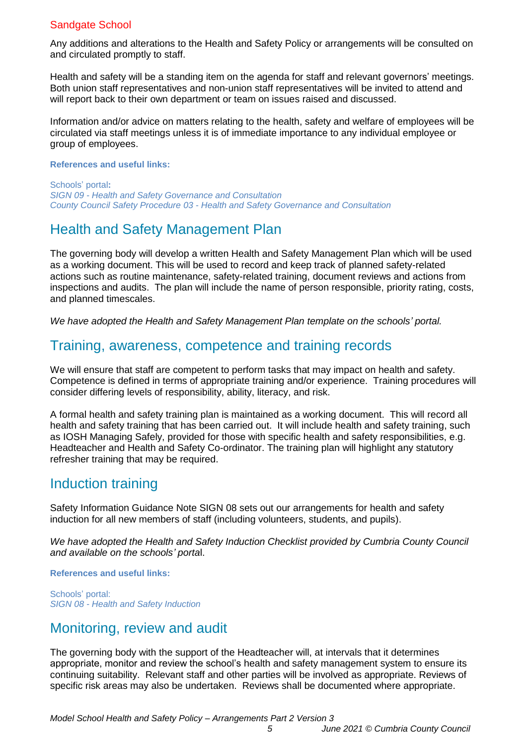Any additions and alterations to the Health and Safety Policy or arrangements will be consulted on and circulated promptly to staff.

Health and safety will be a standing item on the agenda for staff and relevant governors' meetings. Both union staff representatives and non-union staff representatives will be invited to attend and will report back to their own department or team on issues raised and discussed.

Information and/or advice on matters relating to the health, safety and welfare of employees will be circulated via staff meetings unless it is of immediate importance to any individual employee or group of employees.

**References and useful links:**

Schools' portal:
*SIGN 09 - Health and Safety Governance and Consultation*
*County Council Safety Procedure 03 - Health and Safety Governance and Consultation*

## Health and Safety Management Plan

The governing body will develop a written Health and Safety Management Plan which will be used as a working document. This will be used to record and keep track of planned safety-related actions such as routine maintenance, safety-related training, document reviews and actions from inspections and audits. The plan will include the name of person responsible, priority rating, costs, and planned timescales.

*We have adopted the Health and Safety Management Plan template on the schools' portal.*

## Training, awareness, competence and training records

We will ensure that staff are competent to perform tasks that may impact on health and safety. Competence is defined in terms of appropriate training and/or experience. Training procedures will consider differing levels of responsibility, ability, literacy, and risk.

A formal health and safety training plan is maintained as a working document. This will record all health and safety training that has been carried out. It will include health and safety training, such as IOSH Managing Safely, provided for those with specific health and safety responsibilities, e.g. Headteacher and Health and Safety Co-ordinator. The training plan will highlight any statutory refresher training that may be required.

## Induction training

Safety Information Guidance Note SIGN 08 sets out our arrangements for health and safety induction for all new members of staff (including volunteers, students, and pupils).

*We have adopted the Health and Safety Induction Checklist provided by Cumbria County Council and available on the schools' porta*l.

**References and useful links:**

Schools' portal:
*SIGN 08 - Health and Safety Induction*

## Monitoring, review and audit

The governing body with the support of the Headteacher will, at intervals that it determines appropriate, monitor and review the school's health and safety management system to ensure its continuing suitability. Relevant staff and other parties will be involved as appropriate. Reviews of specific risk areas may also be undertaken. Reviews shall be documented where appropriate.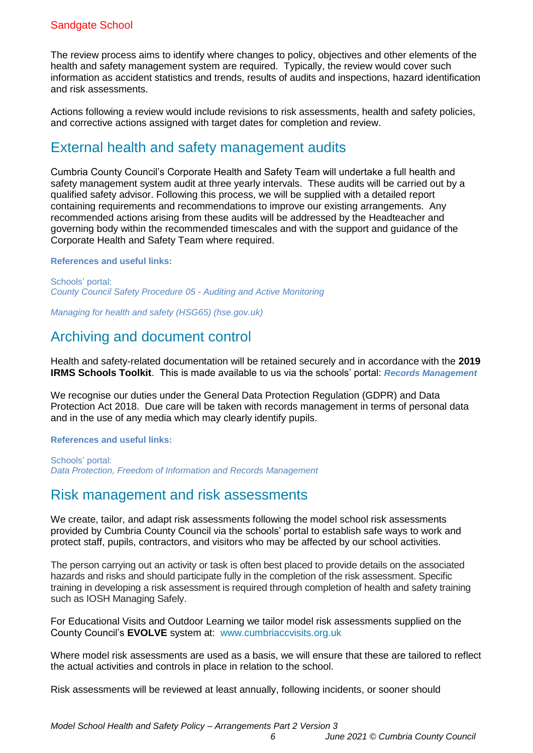The review process aims to identify where changes to policy, objectives and other elements of the health and safety management system are required. Typically, the review would cover such information as accident statistics and trends, results of audits and inspections, hazard identification and risk assessments.

Actions following a review would include revisions to risk assessments, health and safety policies, and corrective actions assigned with target dates for completion and review.

## External health and safety management audits

Cumbria County Council's Corporate Health and Safety Team will undertake a full health and safety management system audit at three yearly intervals. These audits will be carried out by a qualified safety advisor. Following this process, we will be supplied with a detailed report containing requirements and recommendations to improve our existing arrangements. Any recommended actions arising from these audits will be addressed by the Headteacher and governing body within the recommended timescales and with the support and guidance of the Corporate Health and Safety Team where required.

**References and useful links:**

Schools' portal:
*County Council Safety Procedure 05 - Auditing and Active Monitoring*

*Managing for health and safety (HSG65) (hse.gov.uk)*

## Archiving and document control

Health and safety-related documentation will be retained securely and in accordance with the **2019 IRMS Schools Toolkit**. This is made available to us via the schools' portal: ***Records Management***

We recognise our duties under the General Data Protection Regulation (GDPR) and Data Protection Act 2018. Due care will be taken with records management in terms of personal data and in the use of any media which may clearly identify pupils.

**References and useful links:**

Schools' portal:
*Data Protection, Freedom of Information and Records Management*

## Risk management and risk assessments

We create, tailor, and adapt risk assessments following the model school risk assessments provided by Cumbria County Council via the schools' portal to establish safe ways to work and protect staff, pupils, contractors, and visitors who may be affected by our school activities.

The person carrying out an activity or task is often best placed to provide details on the associated hazards and risks and should participate fully in the completion of the risk assessment. Specific training in developing a risk assessment is required through completion of health and safety training such as IOSH Managing Safely.

For Educational Visits and Outdoor Learning we tailor model risk assessments supplied on the County Council's **EVOLVE** system at: www.cumbriaccvisits.org.uk

Where model risk assessments are used as a basis, we will ensure that these are tailored to reflect the actual activities and controls in place in relation to the school.

Risk assessments will be reviewed at least annually, following incidents, or sooner should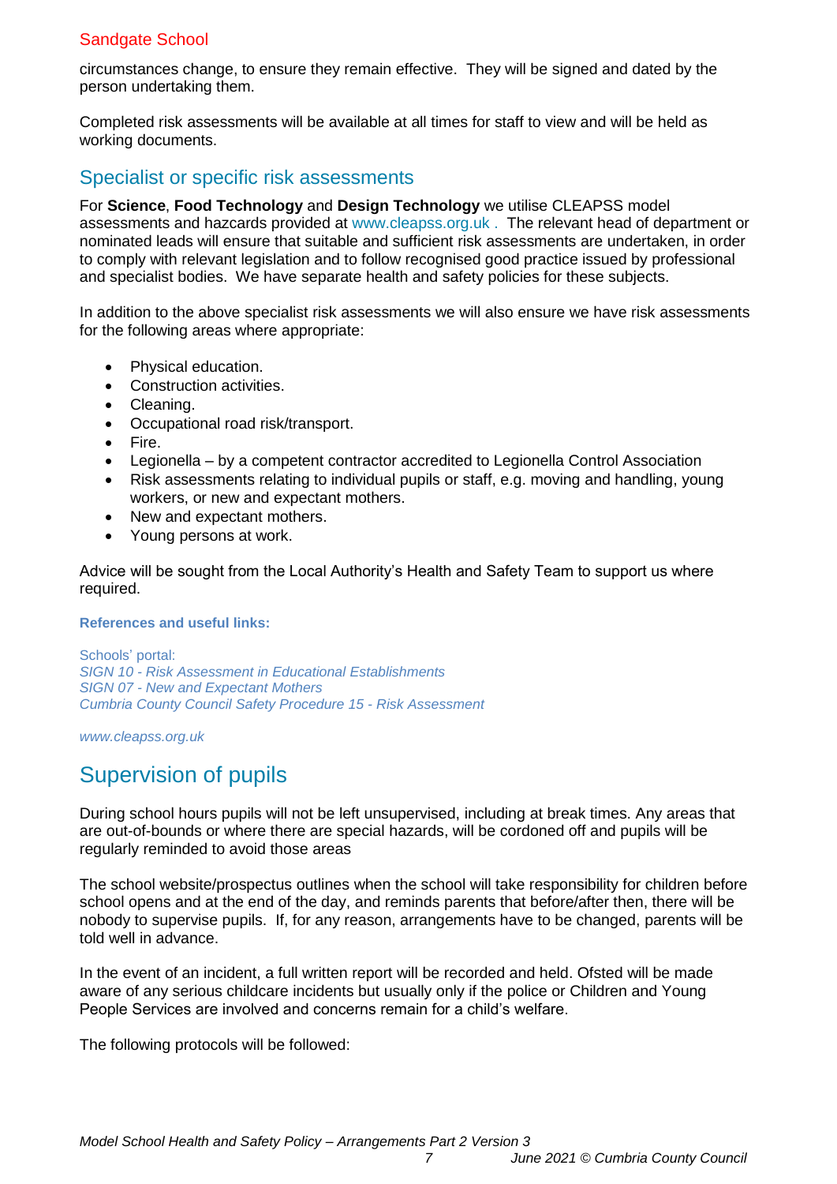circumstances change, to ensure they remain effective. They will be signed and dated by the person undertaking them.

Completed risk assessments will be available at all times for staff to view and will be held as working documents.

## Specialist or specific risk assessments

For **Science**, **Food Technology** and **Design Technology** we utilise CLEAPSS model assessments and hazcards provided at www.cleapss.org.uk . The relevant head of department or nominated leads will ensure that suitable and sufficient risk assessments are undertaken, in order to comply with relevant legislation and to follow recognised good practice issued by professional and specialist bodies. We have separate health and safety policies for these subjects.

In addition to the above specialist risk assessments we will also ensure we have risk assessments for the following areas where appropriate:

- Physical education.
- Construction activities.
- Cleaning.
- Occupational road risk/transport.
- Fire.
- Legionella – by a competent contractor accredited to Legionella Control Association
- Risk assessments relating to individual pupils or staff, e.g. moving and handling, young workers, or new and expectant mothers.
- New and expectant mothers.
- Young persons at work.

Advice will be sought from the Local Authority's Health and Safety Team to support us where required.

**References and useful links:**

Schools' portal:
*SIGN 10 - Risk Assessment in Educational Establishments*
*SIGN 07 - New and Expectant Mothers*
*Cumbria County Council Safety Procedure 15 - Risk Assessment*

*www.cleapss.org.uk*

# Supervision of pupils

During school hours pupils will not be left unsupervised, including at break times. Any areas that are out-of-bounds or where there are special hazards, will be cordoned off and pupils will be regularly reminded to avoid those areas

The school website/prospectus outlines when the school will take responsibility for children before school opens and at the end of the day, and reminds parents that before/after then, there will be nobody to supervise pupils. If, for any reason, arrangements have to be changed, parents will be told well in advance.

In the event of an incident, a full written report will be recorded and held. Ofsted will be made aware of any serious childcare incidents but usually only if the police or Children and Young People Services are involved and concerns remain for a child's welfare.

The following protocols will be followed: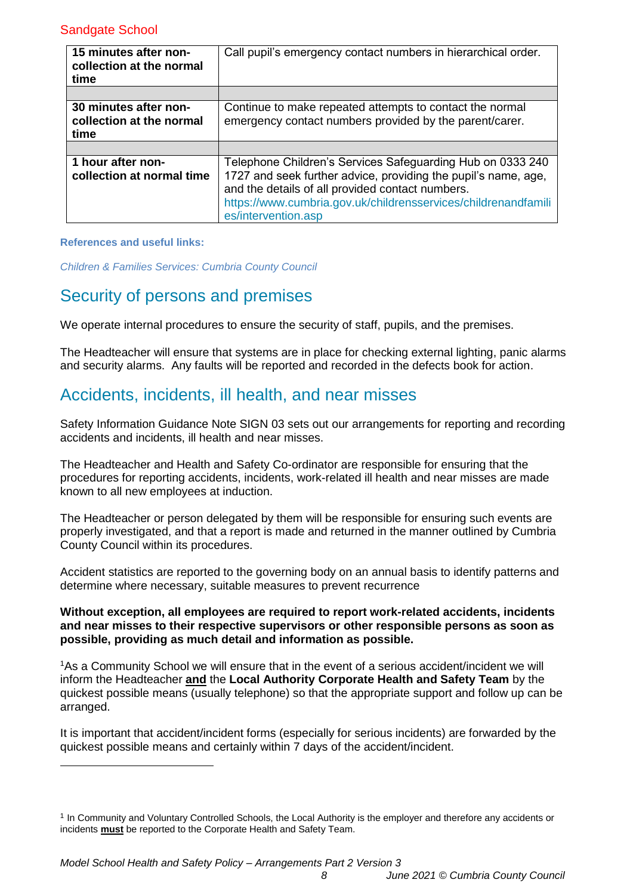| | |
|---|---|
| **15 minutes after non-collection at the normal time** | Call pupil's emergency contact numbers in hierarchical order. |
| | |
| **30 minutes after non-collection at the normal time** | Continue to make repeated attempts to contact the normal emergency contact numbers provided by the parent/carer. |
| | |
| **1 hour after non-collection at normal time** | Telephone Children's Services Safeguarding Hub on 0333 240 1727 and seek further advice, providing the pupil's name, age, and the details of all provided contact numbers. https://www.cumbria.gov.uk/childrensservices/childrenandfamilies/intervention.asp |

**References and useful links:**

*Children & Families Services: Cumbria County Council*

## Security of persons and premises

We operate internal procedures to ensure the security of staff, pupils, and the premises.

The Headteacher will ensure that systems are in place for checking external lighting, panic alarms and security alarms. Any faults will be reported and recorded in the defects book for action.

## Accidents, incidents, ill health, and near misses

Safety Information Guidance Note SIGN 03 sets out our arrangements for reporting and recording accidents and incidents, ill health and near misses.

The Headteacher and Health and Safety Co-ordinator are responsible for ensuring that the procedures for reporting accidents, incidents, work-related ill health and near misses are made known to all new employees at induction.

The Headteacher or person delegated by them will be responsible for ensuring such events are properly investigated, and that a report is made and returned in the manner outlined by Cumbria County Council within its procedures.

Accident statistics are reported to the governing body on an annual basis to identify patterns and determine where necessary, suitable measures to prevent recurrence

**Without exception, all employees are required to report work-related accidents, incidents and near misses to their respective supervisors or other responsible persons as soon as possible, providing as much detail and information as possible.**

[1]As a Community School we will ensure that in the event of a serious accident/incident we will inform the Headteacher **and** the **Local Authority Corporate Health and Safety Team** by the quickest possible means (usually telephone) so that the appropriate support and follow up can be arranged.

It is important that accident/incident forms (especially for serious incidents) are forwarded by the quickest possible means and certainly within 7 days of the accident/incident.

---

[1] In Community and Voluntary Controlled Schools, the Local Authority is the employer and therefore any accidents or incidents **must** be reported to the Corporate Health and Safety Team.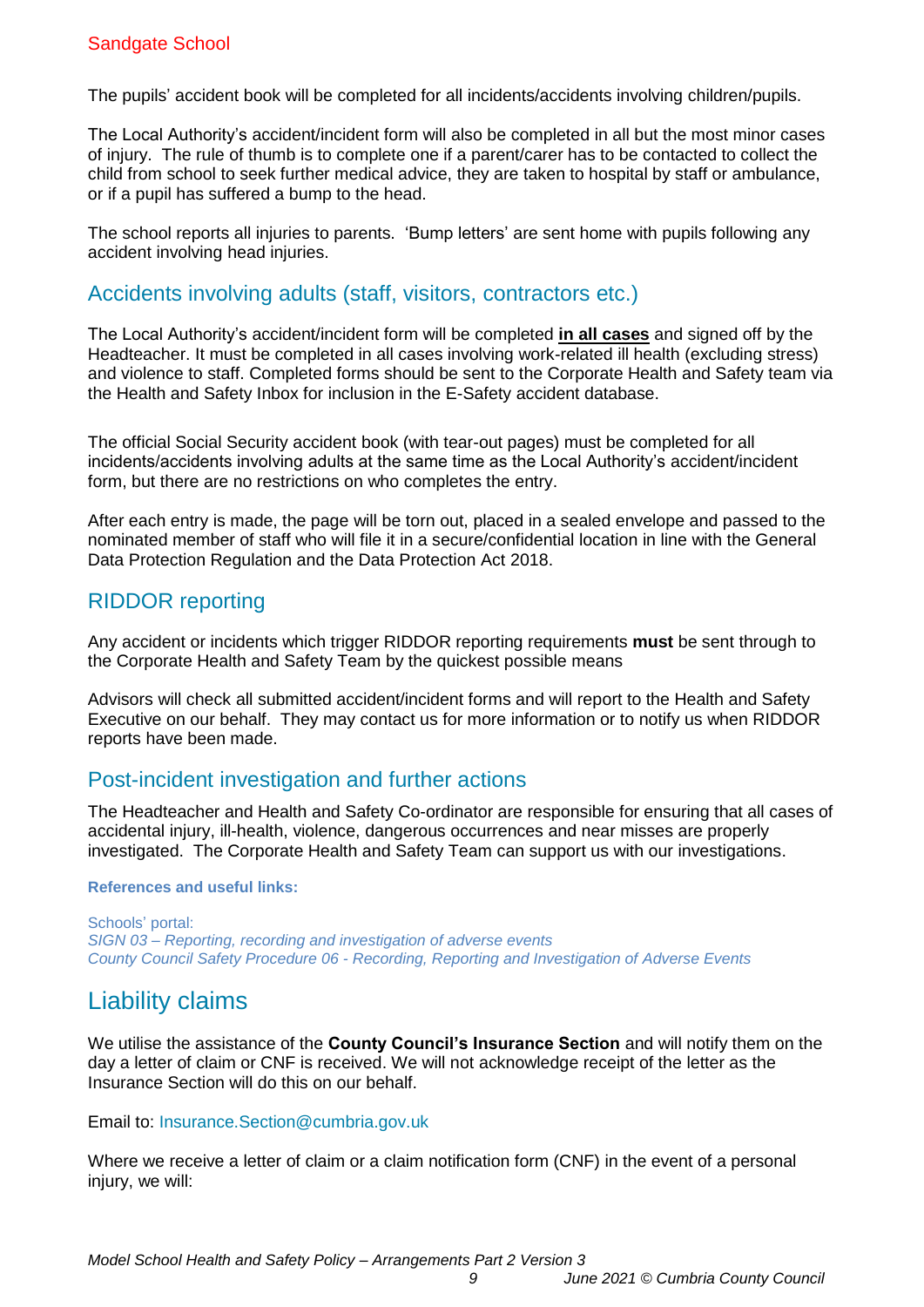The pupils' accident book will be completed for all incidents/accidents involving children/pupils.

The Local Authority's accident/incident form will also be completed in all but the most minor cases of injury. The rule of thumb is to complete one if a parent/carer has to be contacted to collect the child from school to seek further medical advice, they are taken to hospital by staff or ambulance, or if a pupil has suffered a bump to the head.

The school reports all injuries to parents. 'Bump letters' are sent home with pupils following any accident involving head injuries.

## Accidents involving adults (staff, visitors, contractors etc.)

The Local Authority's accident/incident form will be completed **in all cases** and signed off by the Headteacher. It must be completed in all cases involving work-related ill health (excluding stress) and violence to staff. Completed forms should be sent to the Corporate Health and Safety team via the Health and Safety Inbox for inclusion in the E-Safety accident database.

The official Social Security accident book (with tear-out pages) must be completed for all incidents/accidents involving adults at the same time as the Local Authority's accident/incident form, but there are no restrictions on who completes the entry.

After each entry is made, the page will be torn out, placed in a sealed envelope and passed to the nominated member of staff who will file it in a secure/confidential location in line with the General Data Protection Regulation and the Data Protection Act 2018.

## RIDDOR reporting

Any accident or incidents which trigger RIDDOR reporting requirements **must** be sent through to the Corporate Health and Safety Team by the quickest possible means

Advisors will check all submitted accident/incident forms and will report to the Health and Safety Executive on our behalf. They may contact us for more information or to notify us when RIDDOR reports have been made.

## Post-incident investigation and further actions

The Headteacher and Health and Safety Co-ordinator are responsible for ensuring that all cases of accidental injury, ill-health, violence, dangerous occurrences and near misses are properly investigated. The Corporate Health and Safety Team can support us with our investigations.

**References and useful links:**

Schools' portal:
*SIGN 03 – Reporting, recording and investigation of adverse events*
*County Council Safety Procedure 06 - Recording, Reporting and Investigation of Adverse Events*

# Liability claims

We utilise the assistance of the **County Council's Insurance Section** and will notify them on the day a letter of claim or CNF is received. We will not acknowledge receipt of the letter as the Insurance Section will do this on our behalf.

Email to: Insurance.Section@cumbria.gov.uk

Where we receive a letter of claim or a claim notification form (CNF) in the event of a personal injury, we will: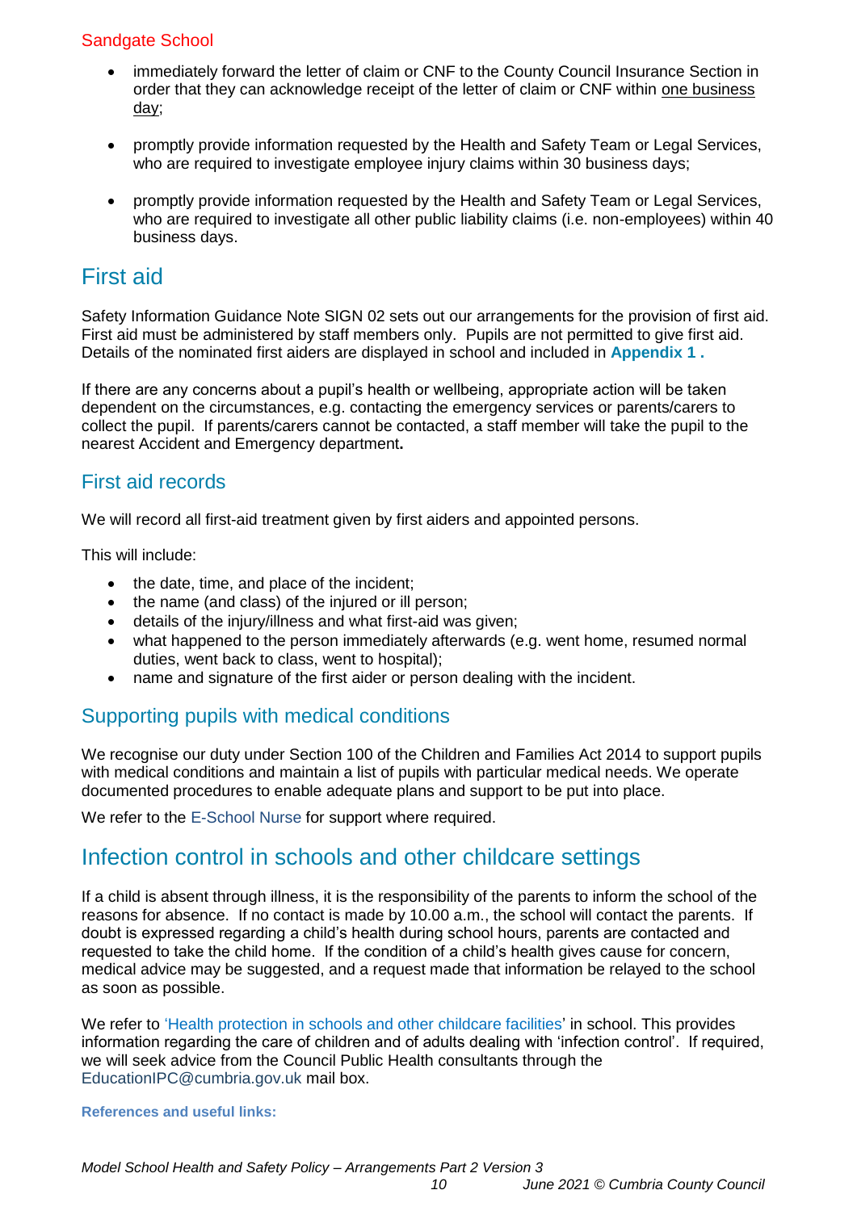- immediately forward the letter of claim or CNF to the County Council Insurance Section in order that they can acknowledge receipt of the letter of claim or CNF within one business day;

- promptly provide information requested by the Health and Safety Team or Legal Services, who are required to investigate employee injury claims within 30 business days;

- promptly provide information requested by the Health and Safety Team or Legal Services, who are required to investigate all other public liability claims (i.e. non-employees) within 40 business days.

# First aid

Safety Information Guidance Note SIGN 02 sets out our arrangements for the provision of first aid. First aid must be administered by staff members only. Pupils are not permitted to give first aid. Details of the nominated first aiders are displayed in school and included in **Appendix 1 .**

If there are any concerns about a pupil's health or wellbeing, appropriate action will be taken dependent on the circumstances, e.g. contacting the emergency services or parents/carers to collect the pupil. If parents/carers cannot be contacted, a staff member will take the pupil to the nearest Accident and Emergency department**.**

## First aid records

We will record all first-aid treatment given by first aiders and appointed persons.

This will include:

- the date, time, and place of the incident;
- the name (and class) of the injured or ill person;
- details of the injury/illness and what first-aid was given;
- what happened to the person immediately afterwards (e.g. went home, resumed normal duties, went back to class, went to hospital);
- name and signature of the first aider or person dealing with the incident.

## Supporting pupils with medical conditions

We recognise our duty under Section 100 of the Children and Families Act 2014 to support pupils with medical conditions and maintain a list of pupils with particular medical needs. We operate documented procedures to enable adequate plans and support to be put into place.

We refer to the E-School Nurse for support where required.

# Infection control in schools and other childcare settings

If a child is absent through illness, it is the responsibility of the parents to inform the school of the reasons for absence. If no contact is made by 10.00 a.m., the school will contact the parents. If doubt is expressed regarding a child's health during school hours, parents are contacted and requested to take the child home. If the condition of a child's health gives cause for concern, medical advice may be suggested, and a request made that information be relayed to the school as soon as possible.

We refer to 'Health protection in schools and other childcare facilities' in school. This provides information regarding the care of children and of adults dealing with 'infection control'. If required, we will seek advice from the Council Public Health consultants through the EducationIPC@cumbria.gov.uk mail box.

**References and useful links:**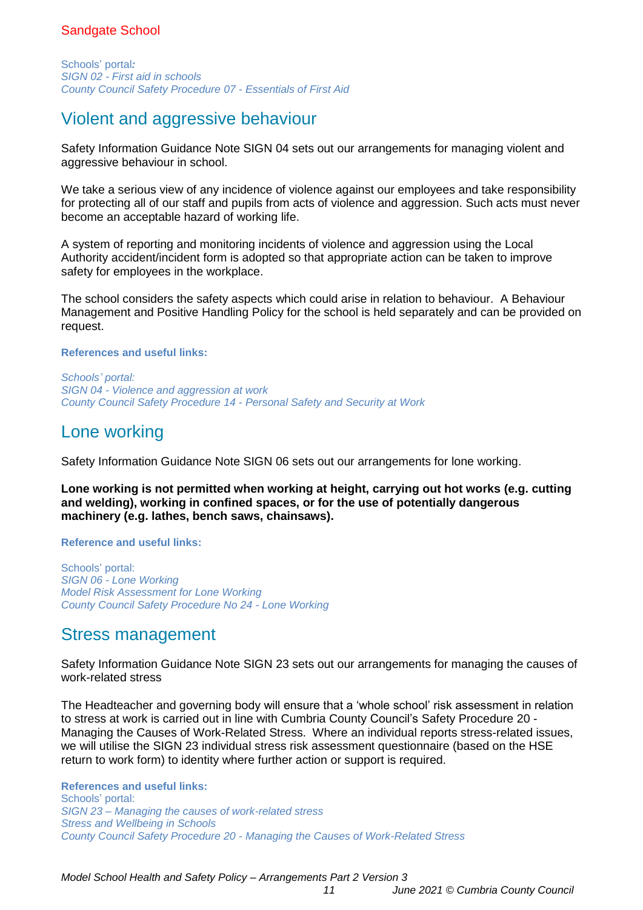Schools' portal*:*
*SIGN 02 - First aid in schools*
*County Council Safety Procedure 07 - Essentials of First Aid*

## Violent and aggressive behaviour

Safety Information Guidance Note SIGN 04 sets out our arrangements for managing violent and aggressive behaviour in school.

We take a serious view of any incidence of violence against our employees and take responsibility for protecting all of our staff and pupils from acts of violence and aggression. Such acts must never become an acceptable hazard of working life.

A system of reporting and monitoring incidents of violence and aggression using the Local Authority accident/incident form is adopted so that appropriate action can be taken to improve safety for employees in the workplace.

The school considers the safety aspects which could arise in relation to behaviour. A Behaviour Management and Positive Handling Policy for the school is held separately and can be provided on request.

**References and useful links:**

*Schools' portal:*
*SIGN 04 - Violence and aggression at work*
*County Council Safety Procedure 14 - Personal Safety and Security at Work*

## Lone working

Safety Information Guidance Note SIGN 06 sets out our arrangements for lone working.

**Lone working is not permitted when working at height, carrying out hot works (e.g. cutting and welding), working in confined spaces, or for the use of potentially dangerous machinery (e.g. lathes, bench saws, chainsaws).**

**Reference and useful links:**

Schools' portal:
*SIGN 06 - Lone Working*
*Model Risk Assessment for Lone Working*
*County Council Safety Procedure No 24 - Lone Working*

## Stress management

Safety Information Guidance Note SIGN 23 sets out our arrangements for managing the causes of work-related stress

The Headteacher and governing body will ensure that a 'whole school' risk assessment in relation to stress at work is carried out in line with Cumbria County Council's Safety Procedure 20 - Managing the Causes of Work-Related Stress. Where an individual reports stress-related issues, we will utilise the SIGN 23 individual stress risk assessment questionnaire (based on the HSE return to work form) to identity where further action or support is required.

**References and useful links:**
Schools' portal:
*SIGN 23 – Managing the causes of work-related stress*
*Stress and Wellbeing in Schools*
*County Council Safety Procedure 20 - Managing the Causes of Work-Related Stress*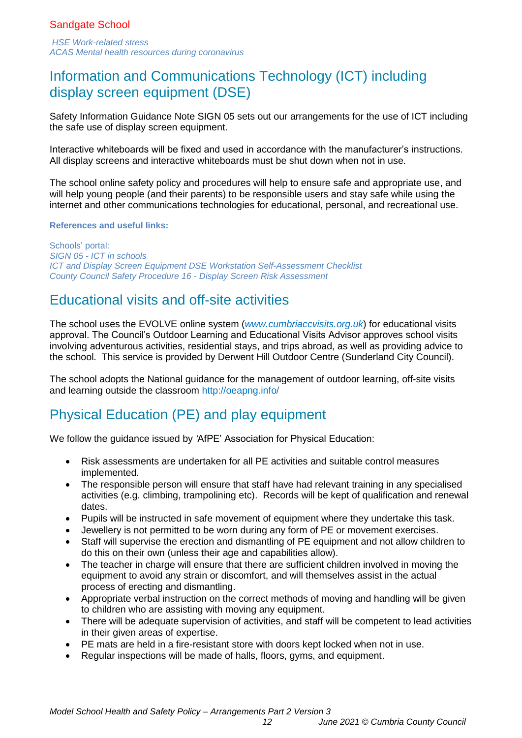*HSE Work-related stress*
*ACAS Mental health resources during coronavirus*

## Information and Communications Technology (ICT) including display screen equipment (DSE)

Safety Information Guidance Note SIGN 05 sets out our arrangements for the use of ICT including the safe use of display screen equipment.

Interactive whiteboards will be fixed and used in accordance with the manufacturer's instructions. All display screens and interactive whiteboards must be shut down when not in use.

The school online safety policy and procedures will help to ensure safe and appropriate use, and will help young people (and their parents) to be responsible users and stay safe while using the internet and other communications technologies for educational, personal, and recreational use.

**References and useful links:**

Schools' portal:
*SIGN 05 - ICT in schools*
*ICT and Display Screen Equipment DSE Workstation Self-Assessment Checklist*
*County Council Safety Procedure 16 - Display Screen Risk Assessment*

## Educational visits and off-site activities

The school uses the EVOLVE online system (*www.cumbriaccvisits.org.uk*) for educational visits approval. The Council's Outdoor Learning and Educational Visits Advisor approves school visits involving adventurous activities, residential stays, and trips abroad, as well as providing advice to the school. This service is provided by Derwent Hill Outdoor Centre (Sunderland City Council).

The school adopts the National guidance for the management of outdoor learning, off-site visits and learning outside the classroom http://oeapng.info/

## Physical Education (PE) and play equipment

We follow the guidance issued by 'AfPE' Association for Physical Education:

- Risk assessments are undertaken for all PE activities and suitable control measures implemented.
- The responsible person will ensure that staff have had relevant training in any specialised activities (e.g. climbing, trampolining etc). Records will be kept of qualification and renewal dates.
- Pupils will be instructed in safe movement of equipment where they undertake this task.
- Jewellery is not permitted to be worn during any form of PE or movement exercises.
- Staff will supervise the erection and dismantling of PE equipment and not allow children to do this on their own (unless their age and capabilities allow).
- The teacher in charge will ensure that there are sufficient children involved in moving the equipment to avoid any strain or discomfort, and will themselves assist in the actual process of erecting and dismantling.
- Appropriate verbal instruction on the correct methods of moving and handling will be given to children who are assisting with moving any equipment.
- There will be adequate supervision of activities, and staff will be competent to lead activities in their given areas of expertise.
- PE mats are held in a fire-resistant store with doors kept locked when not in use.
- Regular inspections will be made of halls, floors, gyms, and equipment.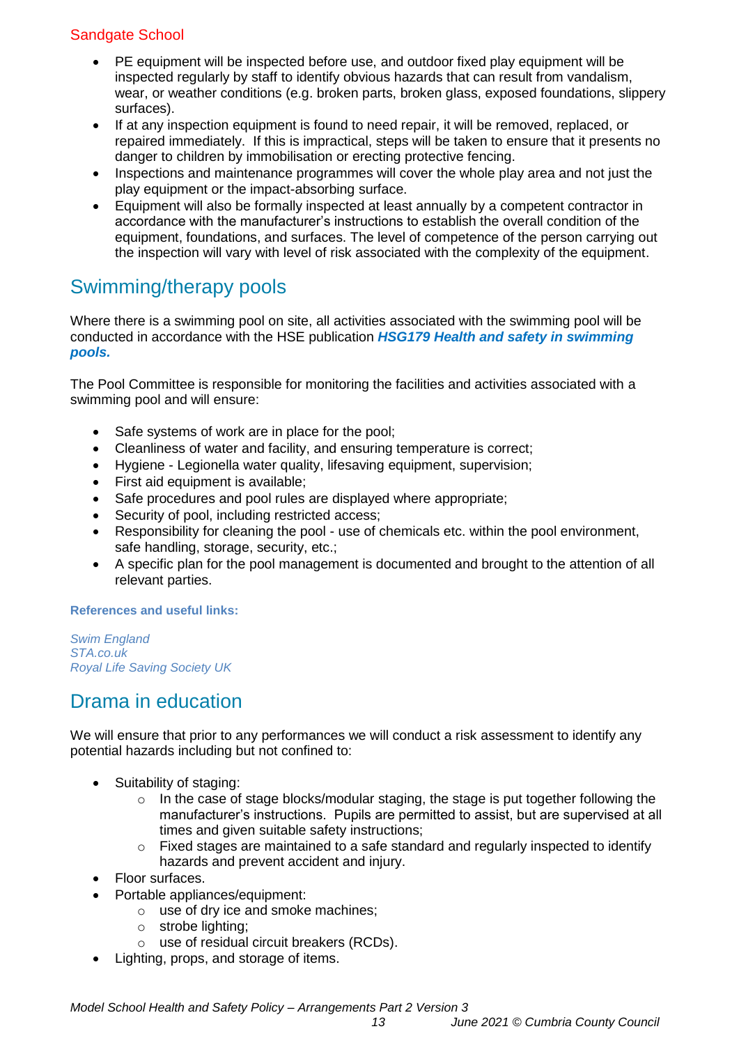- PE equipment will be inspected before use, and outdoor fixed play equipment will be inspected regularly by staff to identify obvious hazards that can result from vandalism, wear, or weather conditions (e.g. broken parts, broken glass, exposed foundations, slippery surfaces).
- If at any inspection equipment is found to need repair, it will be removed, replaced, or repaired immediately. If this is impractical, steps will be taken to ensure that it presents no danger to children by immobilisation or erecting protective fencing.
- Inspections and maintenance programmes will cover the whole play area and not just the play equipment or the impact-absorbing surface.
- Equipment will also be formally inspected at least annually by a competent contractor in accordance with the manufacturer's instructions to establish the overall condition of the equipment, foundations, and surfaces. The level of competence of the person carrying out the inspection will vary with level of risk associated with the complexity of the equipment.

## Swimming/therapy pools

Where there is a swimming pool on site, all activities associated with the swimming pool will be conducted in accordance with the HSE publication ***HSG179 Health and safety in swimming pools.***

The Pool Committee is responsible for monitoring the facilities and activities associated with a swimming pool and will ensure:

- Safe systems of work are in place for the pool;
- Cleanliness of water and facility, and ensuring temperature is correct;
- Hygiene - Legionella water quality, lifesaving equipment, supervision;
- First aid equipment is available;
- Safe procedures and pool rules are displayed where appropriate;
- Security of pool, including restricted access;
- Responsibility for cleaning the pool - use of chemicals etc. within the pool environment, safe handling, storage, security, etc.;
- A specific plan for the pool management is documented and brought to the attention of all relevant parties.

**References and useful links:**

*Swim England*
*STA.co.uk*
*Royal Life Saving Society UK*

## Drama in education

We will ensure that prior to any performances we will conduct a risk assessment to identify any potential hazards including but not confined to:

- Suitability of staging:
  - In the case of stage blocks/modular staging, the stage is put together following the manufacturer's instructions. Pupils are permitted to assist, but are supervised at all times and given suitable safety instructions;
  - Fixed stages are maintained to a safe standard and regularly inspected to identify hazards and prevent accident and injury.
- Floor surfaces.
- Portable appliances/equipment:
  - use of dry ice and smoke machines;
  - strobe lighting;
  - use of residual circuit breakers (RCDs).
- Lighting, props, and storage of items.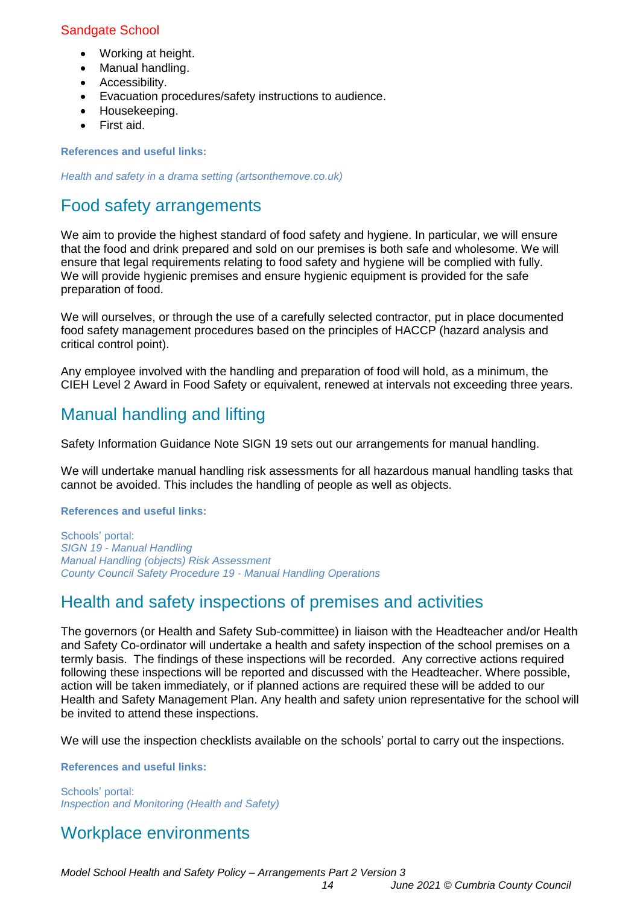- Working at height.
- Manual handling.
- Accessibility.
- Evacuation procedures/safety instructions to audience.
- Housekeeping.
- First aid.

**References and useful links:**

*Health and safety in a drama setting (artsonthemove.co.uk)*

## Food safety arrangements

We aim to provide the highest standard of food safety and hygiene. In particular, we will ensure that the food and drink prepared and sold on our premises is both safe and wholesome. We will ensure that legal requirements relating to food safety and hygiene will be complied with fully. We will provide hygienic premises and ensure hygienic equipment is provided for the safe preparation of food.

We will ourselves, or through the use of a carefully selected contractor, put in place documented food safety management procedures based on the principles of HACCP (hazard analysis and critical control point).

Any employee involved with the handling and preparation of food will hold, as a minimum, the CIEH Level 2 Award in Food Safety or equivalent, renewed at intervals not exceeding three years.

## Manual handling and lifting

Safety Information Guidance Note SIGN 19 sets out our arrangements for manual handling.

We will undertake manual handling risk assessments for all hazardous manual handling tasks that cannot be avoided. This includes the handling of people as well as objects.

**References and useful links:**

Schools' portal:
*SIGN 19 - Manual Handling*
*Manual Handling (objects) Risk Assessment*
*County Council Safety Procedure 19 - Manual Handling Operations*

## Health and safety inspections of premises and activities

The governors (or Health and Safety Sub-committee) in liaison with the Headteacher and/or Health and Safety Co-ordinator will undertake a health and safety inspection of the school premises on a termly basis. The findings of these inspections will be recorded. Any corrective actions required following these inspections will be reported and discussed with the Headteacher. Where possible, action will be taken immediately, or if planned actions are required these will be added to our Health and Safety Management Plan. Any health and safety union representative for the school will be invited to attend these inspections.

We will use the inspection checklists available on the schools' portal to carry out the inspections.

**References and useful links:**

Schools' portal:
*Inspection and Monitoring (Health and Safety)*

## Workplace environments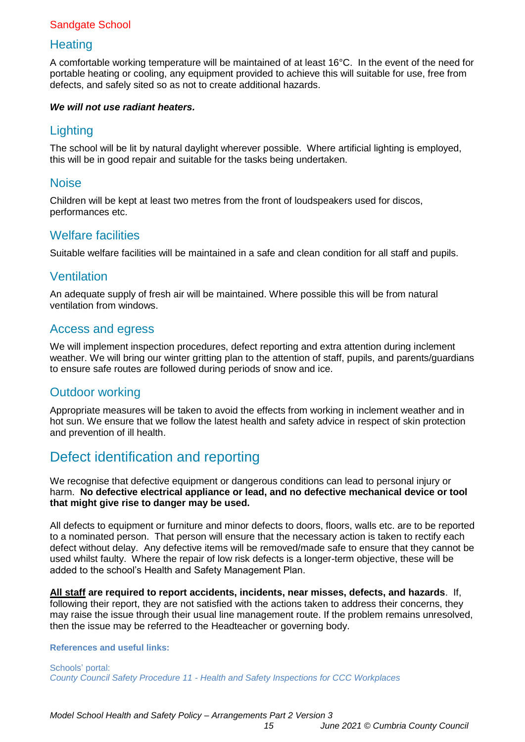## Heating

A comfortable working temperature will be maintained of at least 16°C. In the event of the need for portable heating or cooling, any equipment provided to achieve this will suitable for use, free from defects, and safely sited so as not to create additional hazards.

***We will not use radiant heaters.***

## Lighting

The school will be lit by natural daylight wherever possible. Where artificial lighting is employed, this will be in good repair and suitable for the tasks being undertaken.

## Noise

Children will be kept at least two metres from the front of loudspeakers used for discos, performances etc.

## Welfare facilities

Suitable welfare facilities will be maintained in a safe and clean condition for all staff and pupils.

## Ventilation

An adequate supply of fresh air will be maintained. Where possible this will be from natural ventilation from windows.

## Access and egress

We will implement inspection procedures, defect reporting and extra attention during inclement weather. We will bring our winter gritting plan to the attention of staff, pupils, and parents/guardians to ensure safe routes are followed during periods of snow and ice.

## Outdoor working

Appropriate measures will be taken to avoid the effects from working in inclement weather and in hot sun. We ensure that we follow the latest health and safety advice in respect of skin protection and prevention of ill health.

# Defect identification and reporting

We recognise that defective equipment or dangerous conditions can lead to personal injury or harm. **No defective electrical appliance or lead, and no defective mechanical device or tool that might give rise to danger may be used.**

All defects to equipment or furniture and minor defects to doors, floors, walls etc. are to be reported to a nominated person. That person will ensure that the necessary action is taken to rectify each defect without delay. Any defective items will be removed/made safe to ensure that they cannot be used whilst faulty. Where the repair of low risk defects is a longer-term objective, these will be added to the school's Health and Safety Management Plan.

**All staff are required to report accidents, incidents, near misses, defects, and hazards**. If, following their report, they are not satisfied with the actions taken to address their concerns, they may raise the issue through their usual line management route. If the problem remains unresolved, then the issue may be referred to the Headteacher or governing body.

**References and useful links:**

Schools' portal:
*County Council Safety Procedure 11 - Health and Safety Inspections for CCC Workplaces*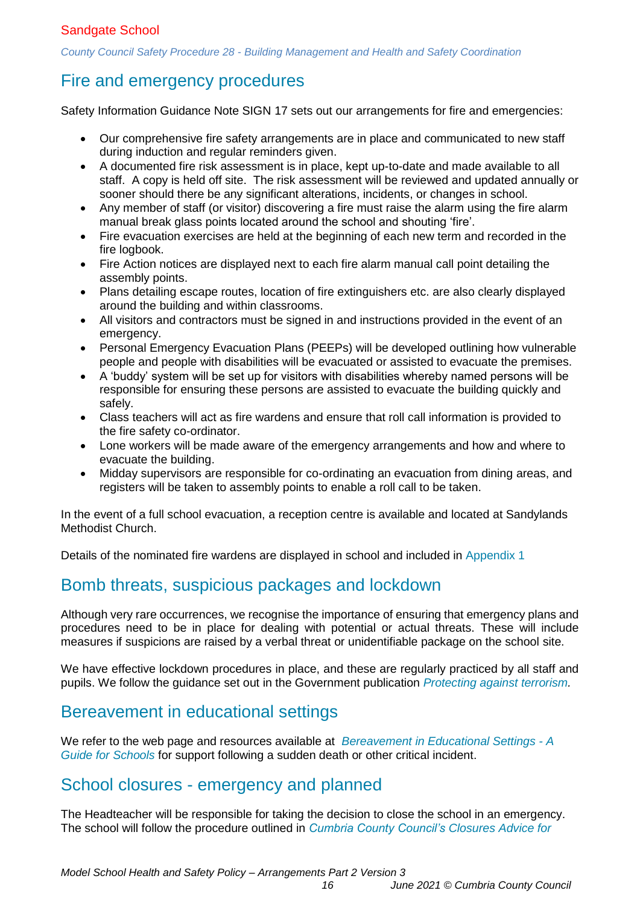## Fire and emergency procedures

Safety Information Guidance Note SIGN 17 sets out our arrangements for fire and emergencies:

- Our comprehensive fire safety arrangements are in place and communicated to new staff during induction and regular reminders given.
- A documented fire risk assessment is in place, kept up-to-date and made available to all staff. A copy is held off site. The risk assessment will be reviewed and updated annually or sooner should there be any significant alterations, incidents, or changes in school.
- Any member of staff (or visitor) discovering a fire must raise the alarm using the fire alarm manual break glass points located around the school and shouting 'fire'.
- Fire evacuation exercises are held at the beginning of each new term and recorded in the fire logbook.
- Fire Action notices are displayed next to each fire alarm manual call point detailing the assembly points.
- Plans detailing escape routes, location of fire extinguishers etc. are also clearly displayed around the building and within classrooms.
- All visitors and contractors must be signed in and instructions provided in the event of an emergency.
- Personal Emergency Evacuation Plans (PEEPs) will be developed outlining how vulnerable people and people with disabilities will be evacuated or assisted to evacuate the premises.
- A 'buddy' system will be set up for visitors with disabilities whereby named persons will be responsible for ensuring these persons are assisted to evacuate the building quickly and safely.
- Class teachers will act as fire wardens and ensure that roll call information is provided to the fire safety co-ordinator.
- Lone workers will be made aware of the emergency arrangements and how and where to evacuate the building.
- Midday supervisors are responsible for co-ordinating an evacuation from dining areas, and registers will be taken to assembly points to enable a roll call to be taken.

In the event of a full school evacuation, a reception centre is available and located at Sandylands Methodist Church.

Details of the nominated fire wardens are displayed in school and included in Appendix 1

## Bomb threats, suspicious packages and lockdown

Although very rare occurrences, we recognise the importance of ensuring that emergency plans and procedures need to be in place for dealing with potential or actual threats. These will include measures if suspicions are raised by a verbal threat or unidentifiable package on the school site.

We have effective lockdown procedures in place, and these are regularly practiced by all staff and pupils. We follow the guidance set out in the Government publication *Protecting against terrorism.*

## Bereavement in educational settings

We refer to the web page and resources available at *Bereavement in Educational Settings - A Guide for Schools* for support following a sudden death or other critical incident.

## School closures - emergency and planned

The Headteacher will be responsible for taking the decision to close the school in an emergency. The school will follow the procedure outlined in *Cumbria County Council's Closures Advice for*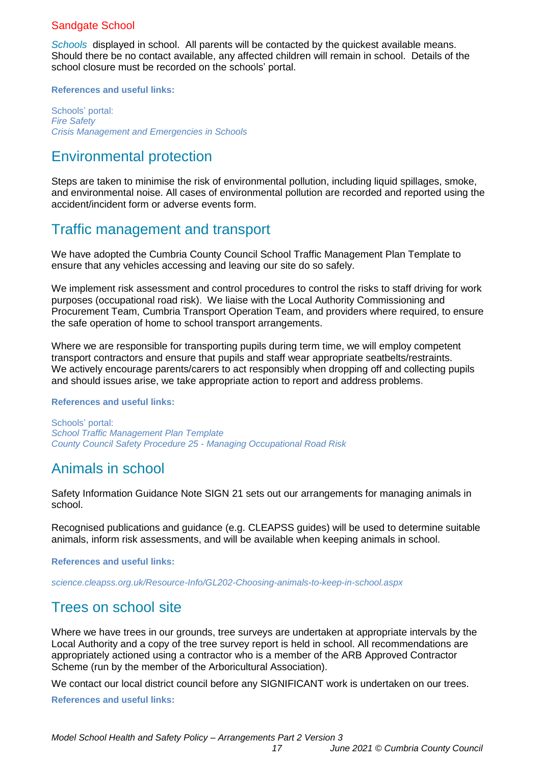*Schools* displayed in school. All parents will be contacted by the quickest available means. Should there be no contact available, any affected children will remain in school. Details of the school closure must be recorded on the schools' portal.

**References and useful links:**

Schools' portal:
*Fire Safety*
*Crisis Management and Emergencies in Schools*

## Environmental protection

Steps are taken to minimise the risk of environmental pollution, including liquid spillages, smoke, and environmental noise. All cases of environmental pollution are recorded and reported using the accident/incident form or adverse events form.

## Traffic management and transport

We have adopted the Cumbria County Council School Traffic Management Plan Template to ensure that any vehicles accessing and leaving our site do so safely.

We implement risk assessment and control procedures to control the risks to staff driving for work purposes (occupational road risk). We liaise with the Local Authority Commissioning and Procurement Team, Cumbria Transport Operation Team, and providers where required, to ensure the safe operation of home to school transport arrangements.

Where we are responsible for transporting pupils during term time, we will employ competent transport contractors and ensure that pupils and staff wear appropriate seatbelts/restraints. We actively encourage parents/carers to act responsibly when dropping off and collecting pupils and should issues arise, we take appropriate action to report and address problems.

**References and useful links:**

Schools' portal:
*School Traffic Management Plan Template*
*County Council Safety Procedure 25 - Managing Occupational Road Risk*

## Animals in school

Safety Information Guidance Note SIGN 21 sets out our arrangements for managing animals in school.

Recognised publications and guidance (e.g. CLEAPSS guides) will be used to determine suitable animals, inform risk assessments, and will be available when keeping animals in school.

**References and useful links:**

*science.cleapss.org.uk/Resource-Info/GL202-Choosing-animals-to-keep-in-school.aspx*

## Trees on school site

Where we have trees in our grounds, tree surveys are undertaken at appropriate intervals by the Local Authority and a copy of the tree survey report is held in school. All recommendations are appropriately actioned using a contractor who is a member of the ARB Approved Contractor Scheme (run by the member of the Arboricultural Association).

We contact our local district council before any SIGNIFICANT work is undertaken on our trees.

**References and useful links:**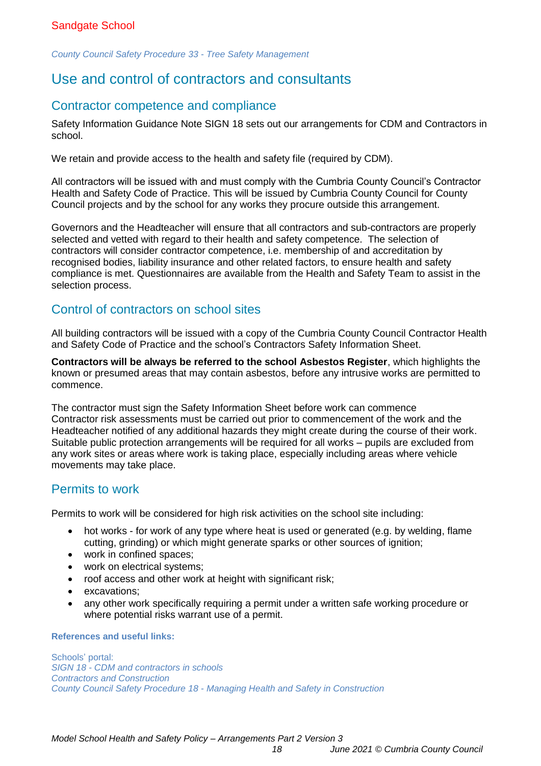*County Council Safety Procedure 33 - Tree Safety Management*

# Use and control of contractors and consultants

## Contractor competence and compliance

Safety Information Guidance Note SIGN 18 sets out our arrangements for CDM and Contractors in school.

We retain and provide access to the health and safety file (required by CDM).

All contractors will be issued with and must comply with the Cumbria County Council's Contractor Health and Safety Code of Practice. This will be issued by Cumbria County Council for County Council projects and by the school for any works they procure outside this arrangement.

Governors and the Headteacher will ensure that all contractors and sub-contractors are properly selected and vetted with regard to their health and safety competence. The selection of contractors will consider contractor competence, i.e. membership of and accreditation by recognised bodies, liability insurance and other related factors, to ensure health and safety compliance is met. Questionnaires are available from the Health and Safety Team to assist in the selection process.

## Control of contractors on school sites

All building contractors will be issued with a copy of the Cumbria County Council Contractor Health and Safety Code of Practice and the school's Contractors Safety Information Sheet.

**Contractors will be always be referred to the school Asbestos Register**, which highlights the known or presumed areas that may contain asbestos, before any intrusive works are permitted to commence.

The contractor must sign the Safety Information Sheet before work can commence
Contractor risk assessments must be carried out prior to commencement of the work and the Headteacher notified of any additional hazards they might create during the course of their work. Suitable public protection arrangements will be required for all works – pupils are excluded from any work sites or areas where work is taking place, especially including areas where vehicle movements may take place.

## Permits to work

Permits to work will be considered for high risk activities on the school site including:

- hot works - for work of any type where heat is used or generated (e.g. by welding, flame cutting, grinding) or which might generate sparks or other sources of ignition;
- work in confined spaces;
- work on electrical systems;
- roof access and other work at height with significant risk;
- excavations;
- any other work specifically requiring a permit under a written safe working procedure or where potential risks warrant use of a permit.

**References and useful links:**

Schools' portal:
*SIGN 18 - CDM and contractors in schools*
*Contractors and Construction*
*County Council Safety Procedure 18 - Managing Health and Safety in Construction*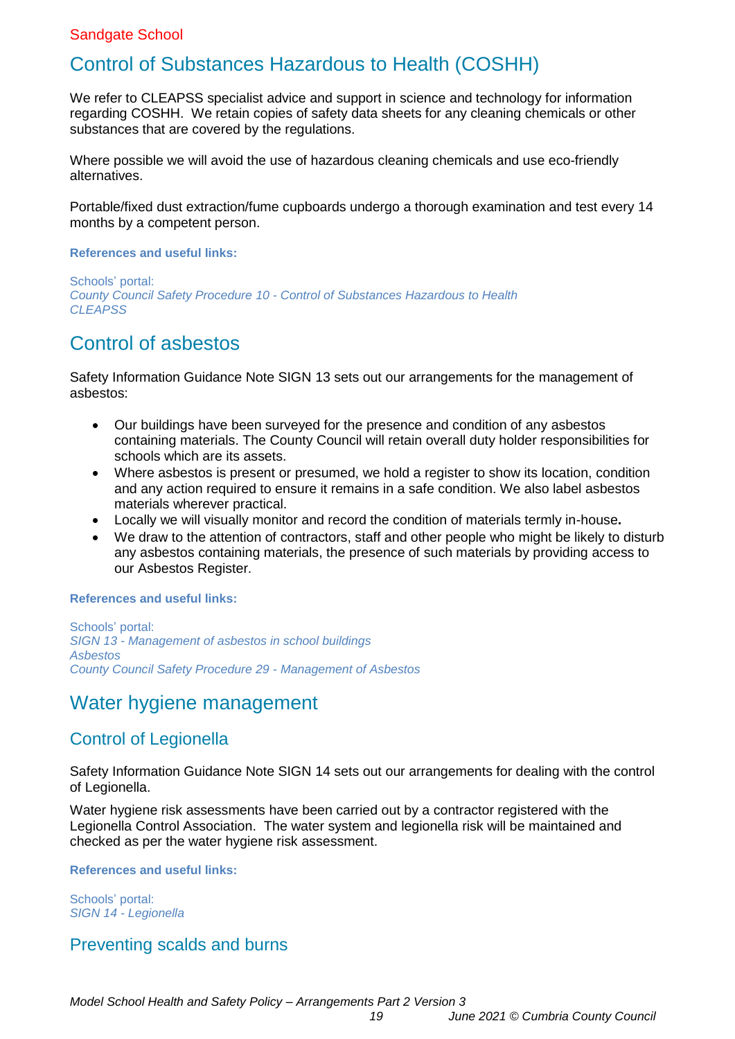# Control of Substances Hazardous to Health (COSHH)

We refer to CLEAPSS specialist advice and support in science and technology for information regarding COSHH. We retain copies of safety data sheets for any cleaning chemicals or other substances that are covered by the regulations.

Where possible we will avoid the use of hazardous cleaning chemicals and use eco-friendly alternatives.

Portable/fixed dust extraction/fume cupboards undergo a thorough examination and test every 14 months by a competent person.

**References and useful links:**

Schools' portal:
*County Council Safety Procedure 10 - Control of Substances Hazardous to Health*
*CLEAPSS*

# Control of asbestos

Safety Information Guidance Note SIGN 13 sets out our arrangements for the management of asbestos:

- Our buildings have been surveyed for the presence and condition of any asbestos containing materials. The County Council will retain overall duty holder responsibilities for schools which are its assets.
- Where asbestos is present or presumed, we hold a register to show its location, condition and any action required to ensure it remains in a safe condition. We also label asbestos materials wherever practical.
- Locally we will visually monitor and record the condition of materials termly in-house**.**
- We draw to the attention of contractors, staff and other people who might be likely to disturb any asbestos containing materials, the presence of such materials by providing access to our Asbestos Register.

**References and useful links:**

Schools' portal:
*SIGN 13 - Management of asbestos in school buildings*
*Asbestos*
*County Council Safety Procedure 29 - Management of Asbestos*

# Water hygiene management

## Control of Legionella

Safety Information Guidance Note SIGN 14 sets out our arrangements for dealing with the control of Legionella.

Water hygiene risk assessments have been carried out by a contractor registered with the Legionella Control Association. The water system and legionella risk will be maintained and checked as per the water hygiene risk assessment.

**References and useful links:**

Schools' portal:
*SIGN 14 - Legionella*

## Preventing scalds and burns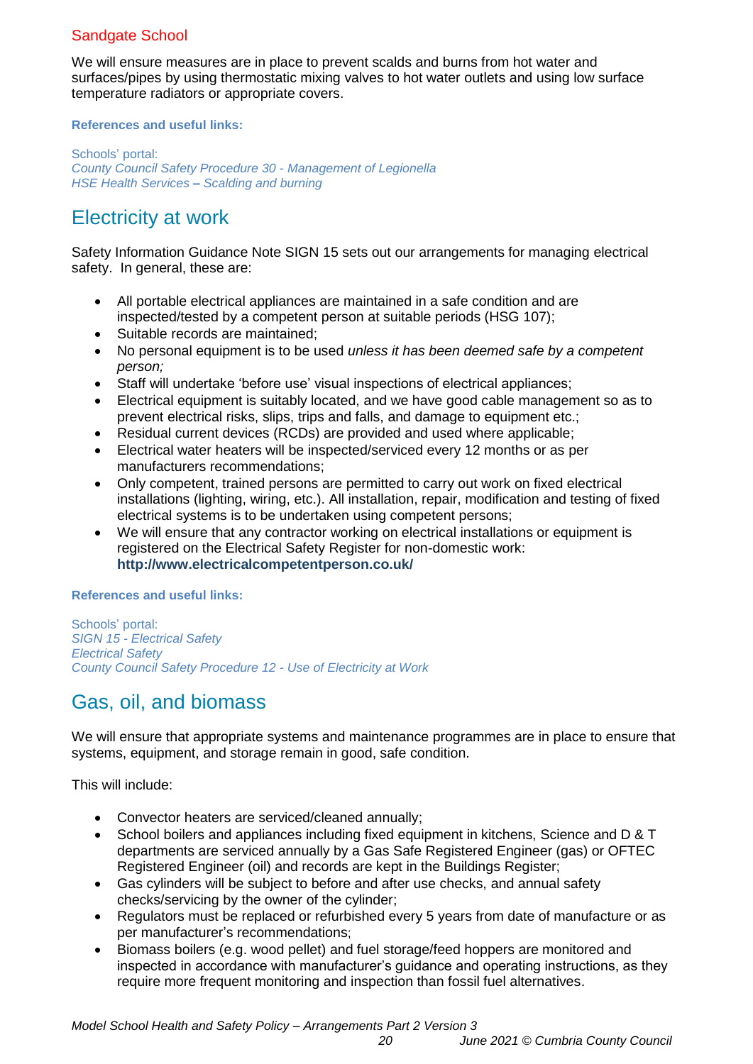We will ensure measures are in place to prevent scalds and burns from hot water and surfaces/pipes by using thermostatic mixing valves to hot water outlets and using low surface temperature radiators or appropriate covers.

**References and useful links:**

Schools' portal:
*County Council Safety Procedure 30 - Management of Legionella*
*HSE Health Services* **–** *Scalding and burning*

## Electricity at work

Safety Information Guidance Note SIGN 15 sets out our arrangements for managing electrical safety. In general, these are:

- All portable electrical appliances are maintained in a safe condition and are inspected/tested by a competent person at suitable periods (HSG 107);
- Suitable records are maintained;
- No personal equipment is to be used *unless it has been deemed safe by a competent person;*
- Staff will undertake 'before use' visual inspections of electrical appliances;
- Electrical equipment is suitably located, and we have good cable management so as to prevent electrical risks, slips, trips and falls, and damage to equipment etc.;
- Residual current devices (RCDs) are provided and used where applicable;
- Electrical water heaters will be inspected/serviced every 12 months or as per manufacturers recommendations;
- Only competent, trained persons are permitted to carry out work on fixed electrical installations (lighting, wiring, etc.). All installation, repair, modification and testing of fixed electrical systems is to be undertaken using competent persons;
- We will ensure that any contractor working on electrical installations or equipment is registered on the Electrical Safety Register for non-domestic work: **http://www.electricalcompetentperson.co.uk/**

**References and useful links:**

Schools' portal:
*SIGN 15 - Electrical Safety*
*Electrical Safety*
*County Council Safety Procedure 12 - Use of Electricity at Work*

## Gas, oil, and biomass

We will ensure that appropriate systems and maintenance programmes are in place to ensure that systems, equipment, and storage remain in good, safe condition.

This will include:

- Convector heaters are serviced/cleaned annually;
- School boilers and appliances including fixed equipment in kitchens, Science and D & T departments are serviced annually by a Gas Safe Registered Engineer (gas) or OFTEC Registered Engineer (oil) and records are kept in the Buildings Register;
- Gas cylinders will be subject to before and after use checks, and annual safety checks/servicing by the owner of the cylinder;
- Regulators must be replaced or refurbished every 5 years from date of manufacture or as per manufacturer's recommendations;
- Biomass boilers (e.g. wood pellet) and fuel storage/feed hoppers are monitored and inspected in accordance with manufacturer's guidance and operating instructions, as they require more frequent monitoring and inspection than fossil fuel alternatives.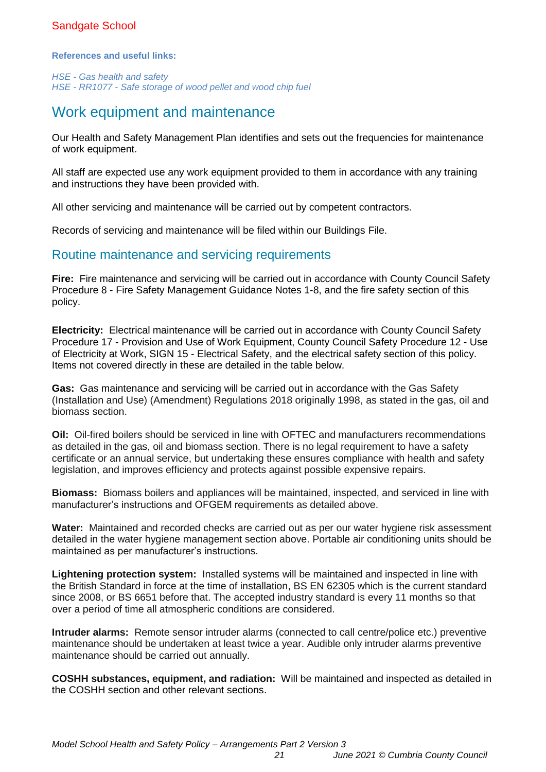**References and useful links:**

*HSE - Gas health and safety*
*HSE - RR1077 - Safe storage of wood pellet and wood chip fuel*

# Work equipment and maintenance

Our Health and Safety Management Plan identifies and sets out the frequencies for maintenance of work equipment.

All staff are expected use any work equipment provided to them in accordance with any training and instructions they have been provided with.

All other servicing and maintenance will be carried out by competent contractors.

Records of servicing and maintenance will be filed within our Buildings File.

## Routine maintenance and servicing requirements

**Fire:** Fire maintenance and servicing will be carried out in accordance with County Council Safety Procedure 8 - Fire Safety Management Guidance Notes 1-8, and the fire safety section of this policy.

**Electricity:** Electrical maintenance will be carried out in accordance with County Council Safety Procedure 17 - Provision and Use of Work Equipment, County Council Safety Procedure 12 - Use of Electricity at Work, SIGN 15 - Electrical Safety, and the electrical safety section of this policy. Items not covered directly in these are detailed in the table below.

**Gas:** Gas maintenance and servicing will be carried out in accordance with the Gas Safety (Installation and Use) (Amendment) Regulations 2018 originally 1998, as stated in the gas, oil and biomass section.

**Oil:** Oil-fired boilers should be serviced in line with OFTEC and manufacturers recommendations as detailed in the gas, oil and biomass section. There is no legal requirement to have a safety certificate or an annual service, but undertaking these ensures compliance with health and safety legislation, and improves efficiency and protects against possible expensive repairs.

**Biomass:** Biomass boilers and appliances will be maintained, inspected, and serviced in line with manufacturer's instructions and OFGEM requirements as detailed above.

**Water:** Maintained and recorded checks are carried out as per our water hygiene risk assessment detailed in the water hygiene management section above. Portable air conditioning units should be maintained as per manufacturer's instructions.

**Lightening protection system:** Installed systems will be maintained and inspected in line with the British Standard in force at the time of installation, BS EN 62305 which is the current standard since 2008, or BS 6651 before that. The accepted industry standard is every 11 months so that over a period of time all atmospheric conditions are considered.

**Intruder alarms:** Remote sensor intruder alarms (connected to call centre/police etc.) preventive maintenance should be undertaken at least twice a year. Audible only intruder alarms preventive maintenance should be carried out annually.

**COSHH substances, equipment, and radiation:** Will be maintained and inspected as detailed in the COSHH section and other relevant sections.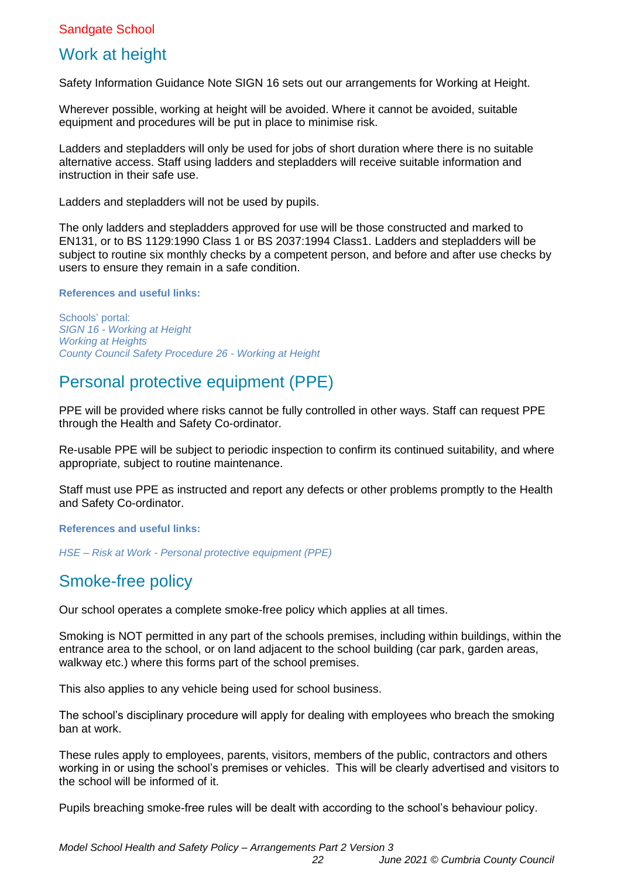## Work at height

Safety Information Guidance Note SIGN 16 sets out our arrangements for Working at Height.

Wherever possible, working at height will be avoided. Where it cannot be avoided, suitable equipment and procedures will be put in place to minimise risk.

Ladders and stepladders will only be used for jobs of short duration where there is no suitable alternative access. Staff using ladders and stepladders will receive suitable information and instruction in their safe use.

Ladders and stepladders will not be used by pupils.

The only ladders and stepladders approved for use will be those constructed and marked to EN131, or to BS 1129:1990 Class 1 or BS 2037:1994 Class1. Ladders and stepladders will be subject to routine six monthly checks by a competent person, and before and after use checks by users to ensure they remain in a safe condition.

**References and useful links:**

Schools' portal:
*SIGN 16 - Working at Height*
*Working at Heights*
*County Council Safety Procedure 26 - Working at Height*

## Personal protective equipment (PPE)

PPE will be provided where risks cannot be fully controlled in other ways. Staff can request PPE through the Health and Safety Co-ordinator.

Re-usable PPE will be subject to periodic inspection to confirm its continued suitability, and where appropriate, subject to routine maintenance.

Staff must use PPE as instructed and report any defects or other problems promptly to the Health and Safety Co-ordinator.

**References and useful links:**

*HSE – Risk at Work - Personal protective equipment (PPE)*

## Smoke-free policy

Our school operates a complete smoke-free policy which applies at all times.

Smoking is NOT permitted in any part of the schools premises, including within buildings, within the entrance area to the school, or on land adjacent to the school building (car park, garden areas, walkway etc.) where this forms part of the school premises.

This also applies to any vehicle being used for school business.

The school's disciplinary procedure will apply for dealing with employees who breach the smoking ban at work.

These rules apply to employees, parents, visitors, members of the public, contractors and others working in or using the school's premises or vehicles. This will be clearly advertised and visitors to the school will be informed of it.

Pupils breaching smoke-free rules will be dealt with according to the school's behaviour policy.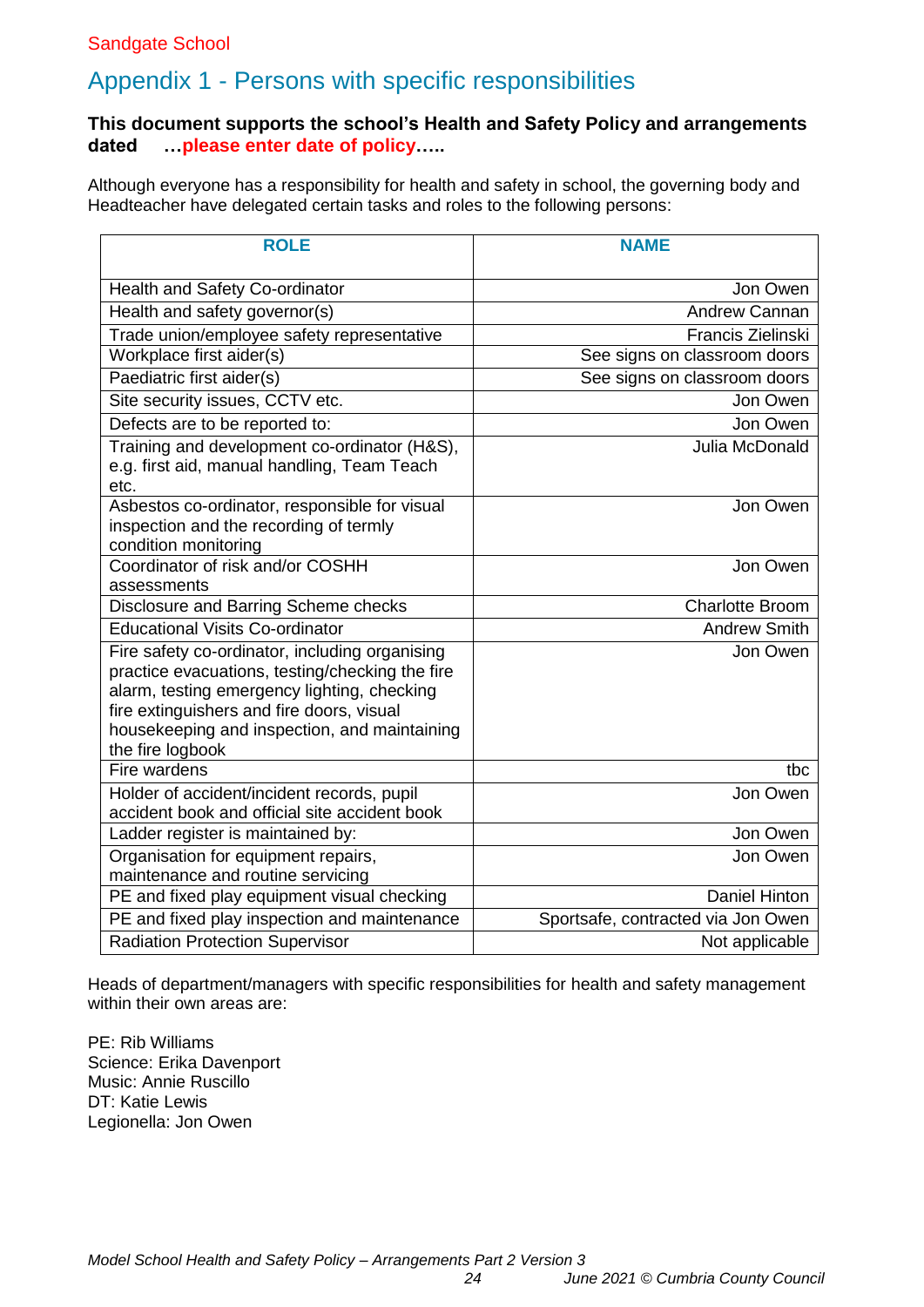Sandgate School

# Appendix 1 - Persons with specific responsibilities

**This document supports the school's Health and Safety Policy and arrangements dated …please enter date of policy…..**

Although everyone has a responsibility for health and safety in school, the governing body and Headteacher have delegated certain tasks and roles to the following persons:

| ROLE | NAME |
|---|---|
| Health and Safety Co-ordinator | Jon Owen |
| Health and safety governor(s) | Andrew Cannan |
| Trade union/employee safety representative | Francis Zielinski |
| Workplace first aider(s) | See signs on classroom doors |
| Paediatric first aider(s) | See signs on classroom doors |
| Site security issues, CCTV etc. | Jon Owen |
| Defects are to be reported to: | Jon Owen |
| Training and development co-ordinator (H&S), e.g. first aid, manual handling, Team Teach etc. | Julia McDonald |
| Asbestos co-ordinator, responsible for visual inspection and the recording of termly condition monitoring | Jon Owen |
| Coordinator of risk and/or COSHH assessments | Jon Owen |
| Disclosure and Barring Scheme checks | Charlotte Broom |
| Educational Visits Co-ordinator | Andrew Smith |
| Fire safety co-ordinator, including organising practice evacuations, testing/checking the fire alarm, testing emergency lighting, checking fire extinguishers and fire doors, visual housekeeping and inspection, and maintaining the fire logbook | Jon Owen |
| Fire wardens | tbc |
| Holder of accident/incident records, pupil accident book and official site accident book | Jon Owen |
| Ladder register is maintained by: | Jon Owen |
| Organisation for equipment repairs, maintenance and routine servicing | Jon Owen |
| PE and fixed play equipment visual checking | Daniel Hinton |
| PE and fixed play inspection and maintenance | Sportsafe, contracted via Jon Owen |
| Radiation Protection Supervisor | Not applicable |

Heads of department/managers with specific responsibilities for health and safety management within their own areas are:

PE: Rib Williams
Science: Erika Davenport
Music: Annie Ruscillo
DT: Katie Lewis
Legionella: Jon Owen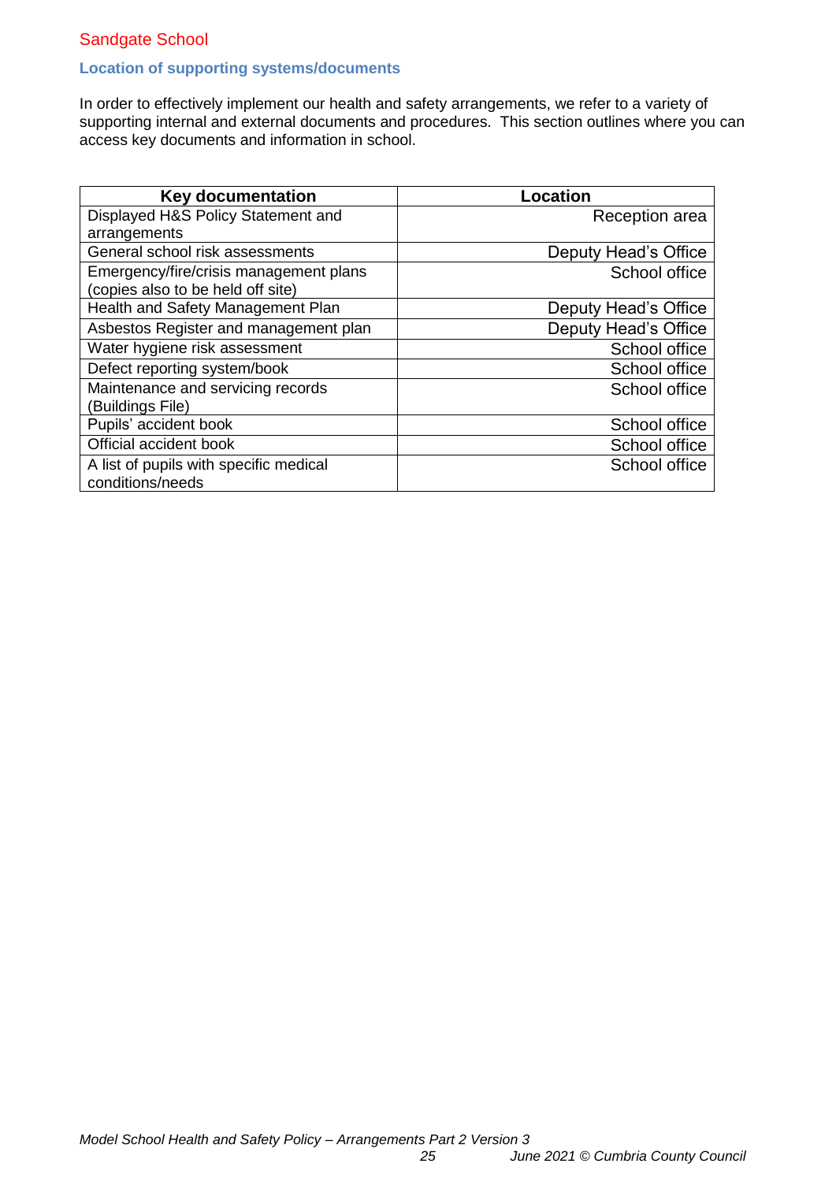Sandgate School

### Location of supporting systems/documents

In order to effectively implement our health and safety arrangements, we refer to a variety of supporting internal and external documents and procedures. This section outlines where you can access key documents and information in school.

| Key documentation | Location |
|---|---|
| Displayed H&S Policy Statement and arrangements | Reception area |
| General school risk assessments | Deputy Head's Office |
| Emergency/fire/crisis management plans (copies also to be held off site) | School office |
| Health and Safety Management Plan | Deputy Head's Office |
| Asbestos Register and management plan | Deputy Head's Office |
| Water hygiene risk assessment | School office |
| Defect reporting system/book | School office |
| Maintenance and servicing records (Buildings File) | School office |
| Pupils' accident book | School office |
| Official accident book | School office |
| A list of pupils with specific medical conditions/needs | School office |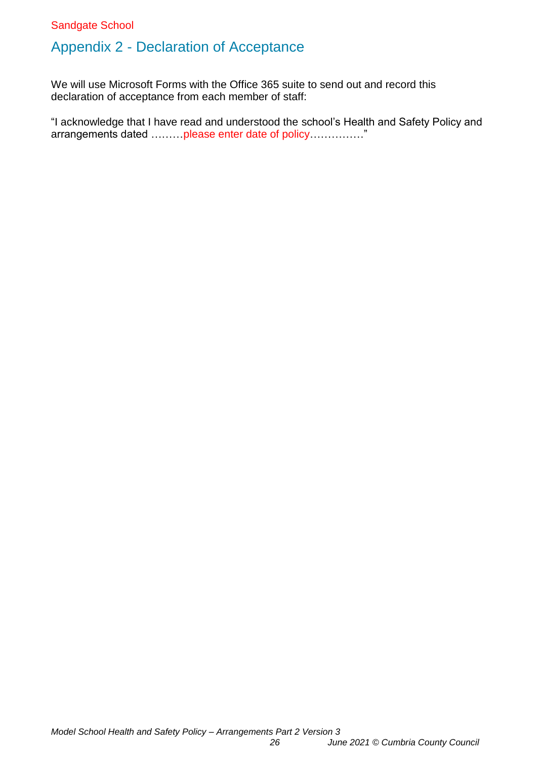## Appendix 2 - Declaration of Acceptance

We will use Microsoft Forms with the Office 365 suite to send out and record this declaration of acceptance from each member of staff:

"I acknowledge that I have read and understood the school's Health and Safety Policy and arrangements dated ………please enter date of policy……………"